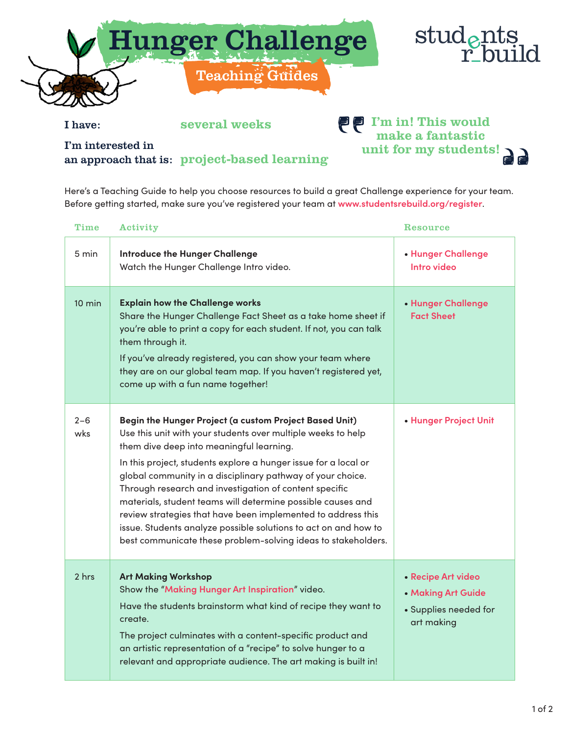# Hunger Challenge

## Teaching Guides

students rebuild

**I have:** several weeks

**I'm interested in an approach that is:** project-based learning

"I'm in! This would make a fantastic unit for my students!"

Here's a Teaching Guide to help you choose resources to build a great Challenge experience for your team. Before getting started, make sure you've registered your team at www.studentsrebuild.org/register.

| Time | Activity | Resource |
|---|---|---|
| 5 min | **Introduce the Hunger Challenge**<br>Watch the Hunger Challenge Intro video. | • Hunger Challenge Intro video |
| 10 min | **Explain how the Challenge works**<br>Share the Hunger Challenge Fact Sheet as a take home sheet if you're able to print a copy for each student. If not, you can talk them through it.<br>If you've already registered, you can show your team where they are on our global team map. If you haven't registered yet, come up with a fun name together! | • Hunger Challenge Fact Sheet |
| 2–6 wks | **Begin the Hunger Project (a custom Project Based Unit)**<br>Use this unit with your students over multiple weeks to help them dive deep into meaningful learning.<br>In this project, students explore a hunger issue for a local or global community in a disciplinary pathway of your choice. Through research and investigation of content specific materials, student teams will determine possible causes and review strategies that have been implemented to address this issue. Students analyze possible solutions to act on and how to best communicate these problem-solving ideas to stakeholders. | • Hunger Project Unit |
| 2 hrs | **Art Making Workshop**<br>Show the "Making Hunger Art Inspiration" video.<br>Have the students brainstorm what kind of recipe they want to create.<br>The project culminates with a content-specific product and an artistic representation of a "recipe" to solve hunger to a relevant and appropriate audience. The art making is built in! | • Recipe Art video<br>• Making Art Guide<br>• Supplies needed for art making |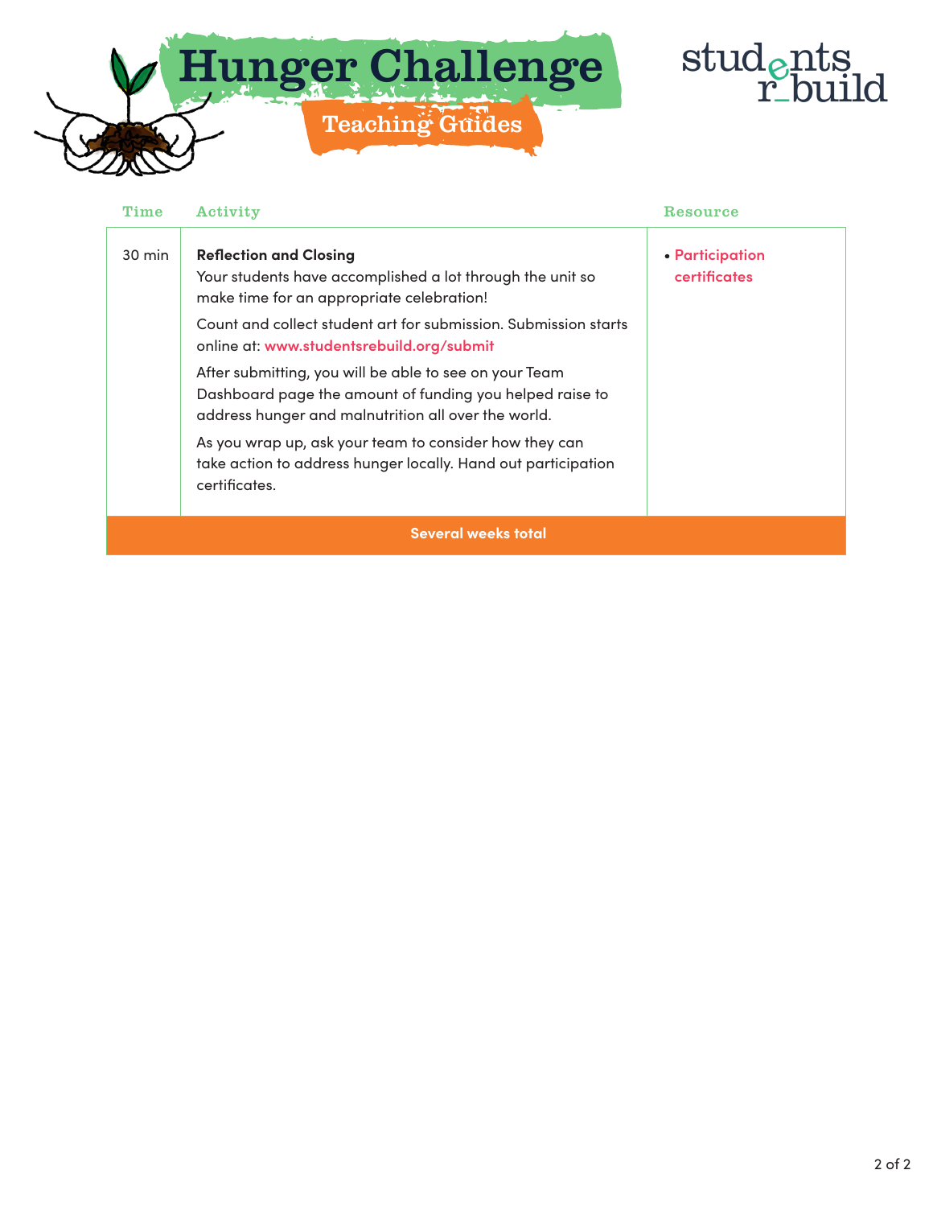# Hunger Challenge

## Teaching Guides

| Time | Activity | Resource |
|---|---|---|
| 30 min | **Reflection and Closing**<br>Your students have accomplished a lot through the unit so make time for an appropriate celebration!<br>Count and collect student art for submission. Submission starts online at: www.studentsrebuild.org/submit<br>After submitting, you will be able to see on your Team Dashboard page the amount of funding you helped raise to address hunger and malnutrition all over the world.<br>As you wrap up, ask your team to consider how they can take action to address hunger locally. Hand out participation certificates. | • Participation certificates |
| **Several weeks total** | | |